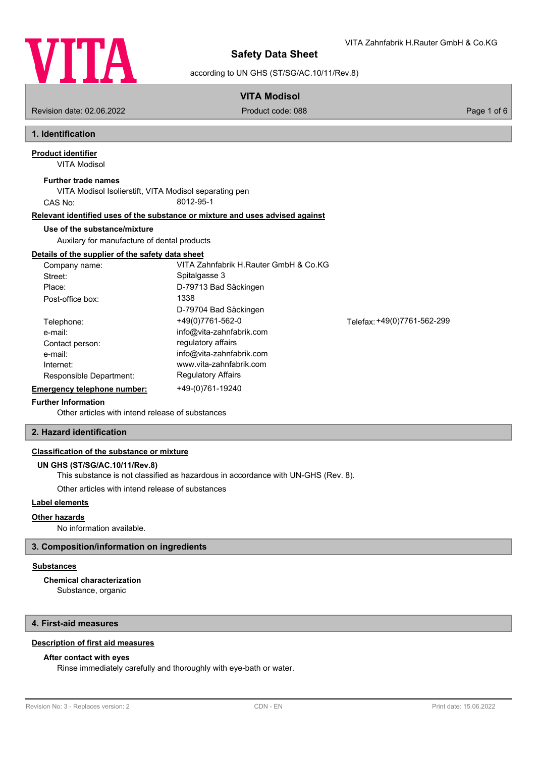# Safety Data Sheet

according to UN GHS (ST/SG/AC.10/11/Rev.8)

VITA Zahnfabrik H.Rauter GmbH & Co.KG

## VITA Modisol

Revision date: 02.06.2022 | Product code: 088

## 1. Identification

**Product identifier**

VITA Modisol

**Further trade names**

VITA Modisol Isolierstift, VITA Modisol separating pen

CAS No: 8012-95-1

**Relevant identified uses of the substance or mixture and uses advised against**

**Use of the substance/mixture**

Auxilary for manufacture of dental products

**Details of the supplier of the safety data sheet**

| | |
|---|---|
| Company name: | VITA Zahnfabrik H.Rauter GmbH & Co.KG |
| Street: | Spitalgasse 3 |
| Place: | D-79713 Bad Säckingen |
| Post-office box: | 1338 |
| | D-79704 Bad Säckingen |
| Telephone: | +49(0)7761-562-0 Telefax: +49(0)7761-562-299 |
| e-mail: | info@vita-zahnfabrik.com |
| Contact person: | regulatory affairs |
| e-mail: | info@vita-zahnfabrik.com |
| Internet: | www.vita-zahnfabrik.com |
| Responsible Department: | Regulatory Affairs |

**Emergency telephone number:** +49-(0)761-19240

**Further Information**

Other articles with intend release of substances

## 2. Hazard identification

**Classification of the substance or mixture**

**UN GHS (ST/SG/AC.10/11/Rev.8)**

This substance is not classified as hazardous in accordance with UN-GHS (Rev. 8).

Other articles with intend release of substances

**Label elements**

**Other hazards**

No information available.

## 3. Composition/information on ingredients

**Substances**

**Chemical characterization**

Substance, organic

## 4. First-aid measures

**Description of first aid measures**

**After contact with eyes**

Rinse immediately carefully and thoroughly with eye-bath or water.

Revision No: 3 - Replaces version: 2 | CDN - EN | Print date: 15.06.2022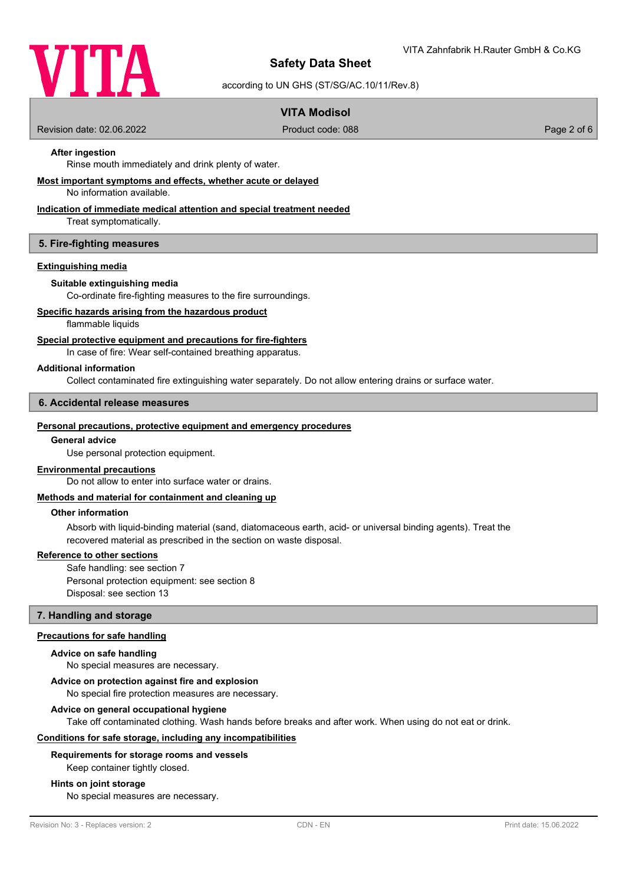**After ingestion**

Rinse mouth immediately and drink plenty of water.

**Most important symptoms and effects, whether acute or delayed**

No information available.

**Indication of immediate medical attention and special treatment needed**

Treat symptomatically.

## 5. Fire-fighting measures

**Extinguishing media**

**Suitable extinguishing media**

Co-ordinate fire-fighting measures to the fire surroundings.

**Specific hazards arising from the hazardous product**

flammable liquids

**Special protective equipment and precautions for fire-fighters**

In case of fire: Wear self-contained breathing apparatus.

**Additional information**

Collect contaminated fire extinguishing water separately. Do not allow entering drains or surface water.

## 6. Accidental release measures

**Personal precautions, protective equipment and emergency procedures**

**General advice**

Use personal protection equipment.

**Environmental precautions**

Do not allow to enter into surface water or drains.

**Methods and material for containment and cleaning up**

**Other information**

Absorb with liquid-binding material (sand, diatomaceous earth, acid- or universal binding agents). Treat the recovered material as prescribed in the section on waste disposal.

**Reference to other sections**

Safe handling: see section 7
Personal protection equipment: see section 8
Disposal: see section 13

## 7. Handling and storage

**Precautions for safe handling**

**Advice on safe handling**

No special measures are necessary.

**Advice on protection against fire and explosion**

No special fire protection measures are necessary.

**Advice on general occupational hygiene**

Take off contaminated clothing. Wash hands before breaks and after work. When using do not eat or drink.

**Conditions for safe storage, including any incompatibilities**

**Requirements for storage rooms and vessels**

Keep container tightly closed.

**Hints on joint storage**

No special measures are necessary.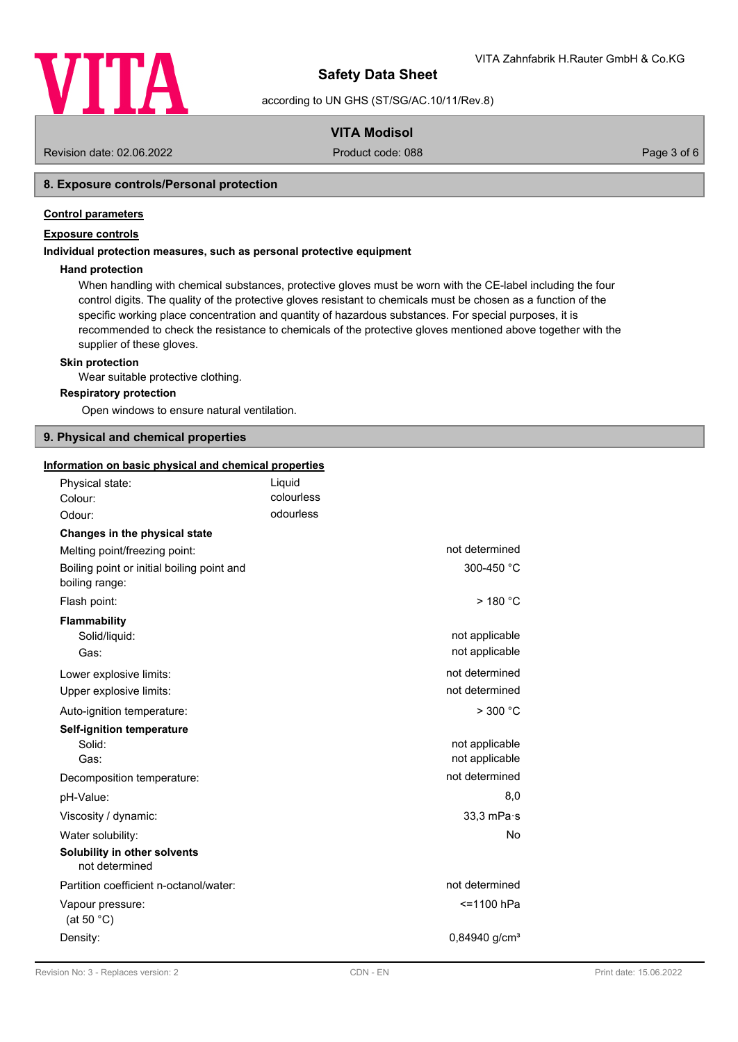## 8. Exposure controls/Personal protection

**Control parameters**

**Exposure controls**

**Individual protection measures, such as personal protective equipment**

**Hand protection**

When handling with chemical substances, protective gloves must be worn with the CE-label including the four control digits. The quality of the protective gloves resistant to chemicals must be chosen as a function of the specific working place concentration and quantity of hazardous substances. For special purposes, it is recommended to check the resistance to chemicals of the protective gloves mentioned above together with the supplier of these gloves.

**Skin protection**

Wear suitable protective clothing.

**Respiratory protection**

Open windows to ensure natural ventilation.

## 9. Physical and chemical properties

**Information on basic physical and chemical properties**

| | |
|---|---|
| Physical state: | Liquid |
| Colour: | colourless |
| Odour: | odourless |

**Changes in the physical state**

| | |
|---|---|
| Melting point/freezing point: | not determined |
| Boiling point or initial boiling point and boiling range: | 300-450 °C |
| Flash point: | > 180 °C |

**Flammability**

| | |
|---|---|
| Solid/liquid: | not applicable |
| Gas: | not applicable |
| Lower explosive limits: | not determined |
| Upper explosive limits: | not determined |
| Auto-ignition temperature: | > 300 °C |

**Self-ignition temperature**

| | |
|---|---|
| Solid: | not applicable |
| Gas: | not applicable |
| Decomposition temperature: | not determined |
| pH-Value: | 8,0 |
| Viscosity / dynamic: | 33,3 mPa·s |
| Water solubility: | No |

**Solubility in other solvents**

not determined

| | |
|---|---|
| Partition coefficient n-octanol/water: | not determined |
| Vapour pressure: (at 50 °C) | <=1100 hPa |
| Density: | 0,84940 g/cm³ |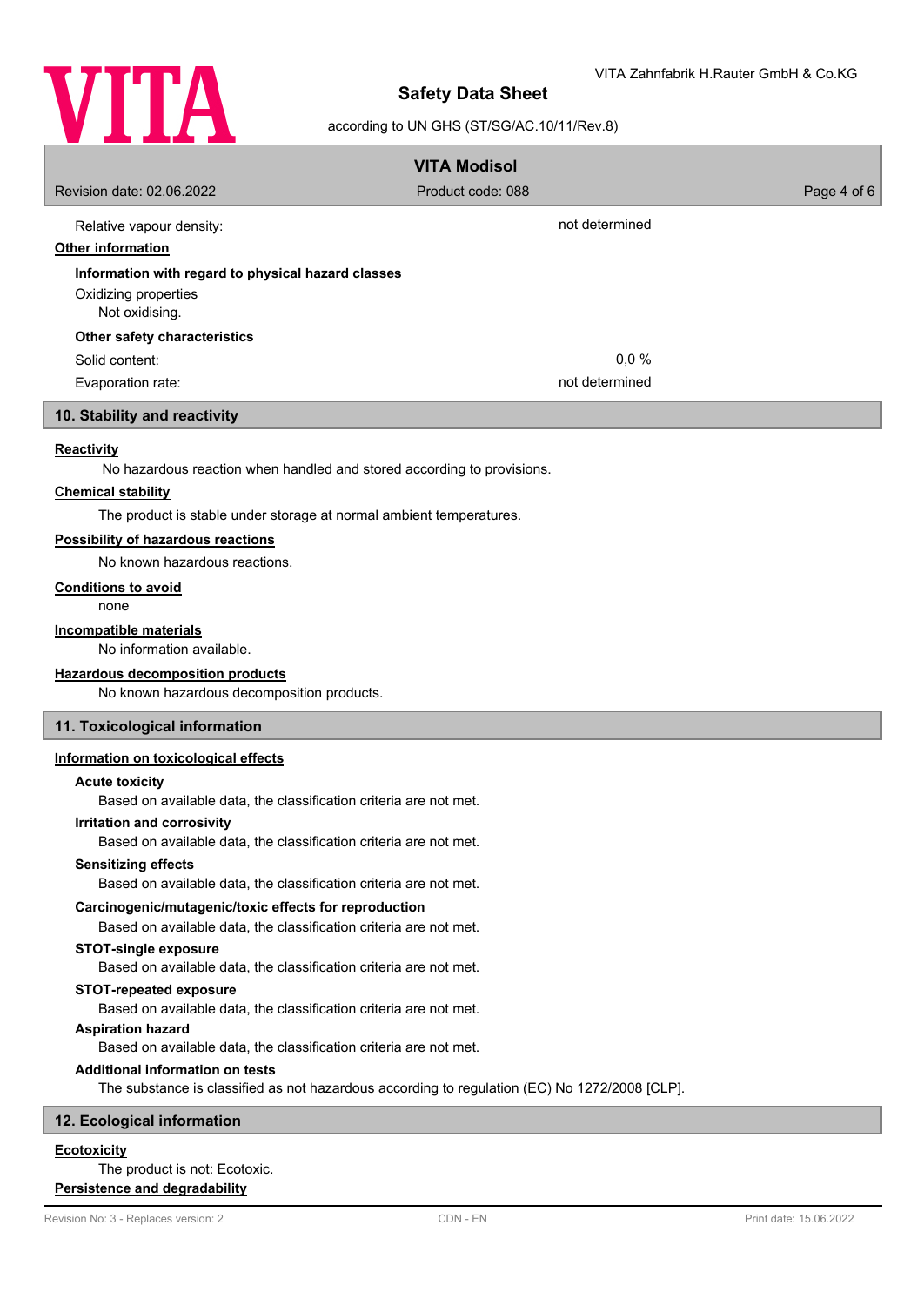| | |
|---|---|
| Relative vapour density: | not determined |

**Other information**

**Information with regard to physical hazard classes**

Oxidizing properties

Not oxidising.

**Other safety characteristics**

| | |
|---|---|
| Solid content: | 0,0 % |
| Evaporation rate: | not determined |

## 10. Stability and reactivity

**Reactivity**

No hazardous reaction when handled and stored according to provisions.

**Chemical stability**

The product is stable under storage at normal ambient temperatures.

**Possibility of hazardous reactions**

No known hazardous reactions.

**Conditions to avoid**

none

**Incompatible materials**

No information available.

**Hazardous decomposition products**

No known hazardous decomposition products.

## 11. Toxicological information

**Information on toxicological effects**

**Acute toxicity**

Based on available data, the classification criteria are not met.

**Irritation and corrosivity**

Based on available data, the classification criteria are not met.

**Sensitizing effects**

Based on available data, the classification criteria are not met.

**Carcinogenic/mutagenic/toxic effects for reproduction**

Based on available data, the classification criteria are not met.

**STOT-single exposure**

Based on available data, the classification criteria are not met.

**STOT-repeated exposure**

Based on available data, the classification criteria are not met.

**Aspiration hazard**

Based on available data, the classification criteria are not met.

**Additional information on tests**

The substance is classified as not hazardous according to regulation (EC) No 1272/2008 [CLP].

## 12. Ecological information

**Ecotoxicity**

The product is not: Ecotoxic.

**Persistence and degradability**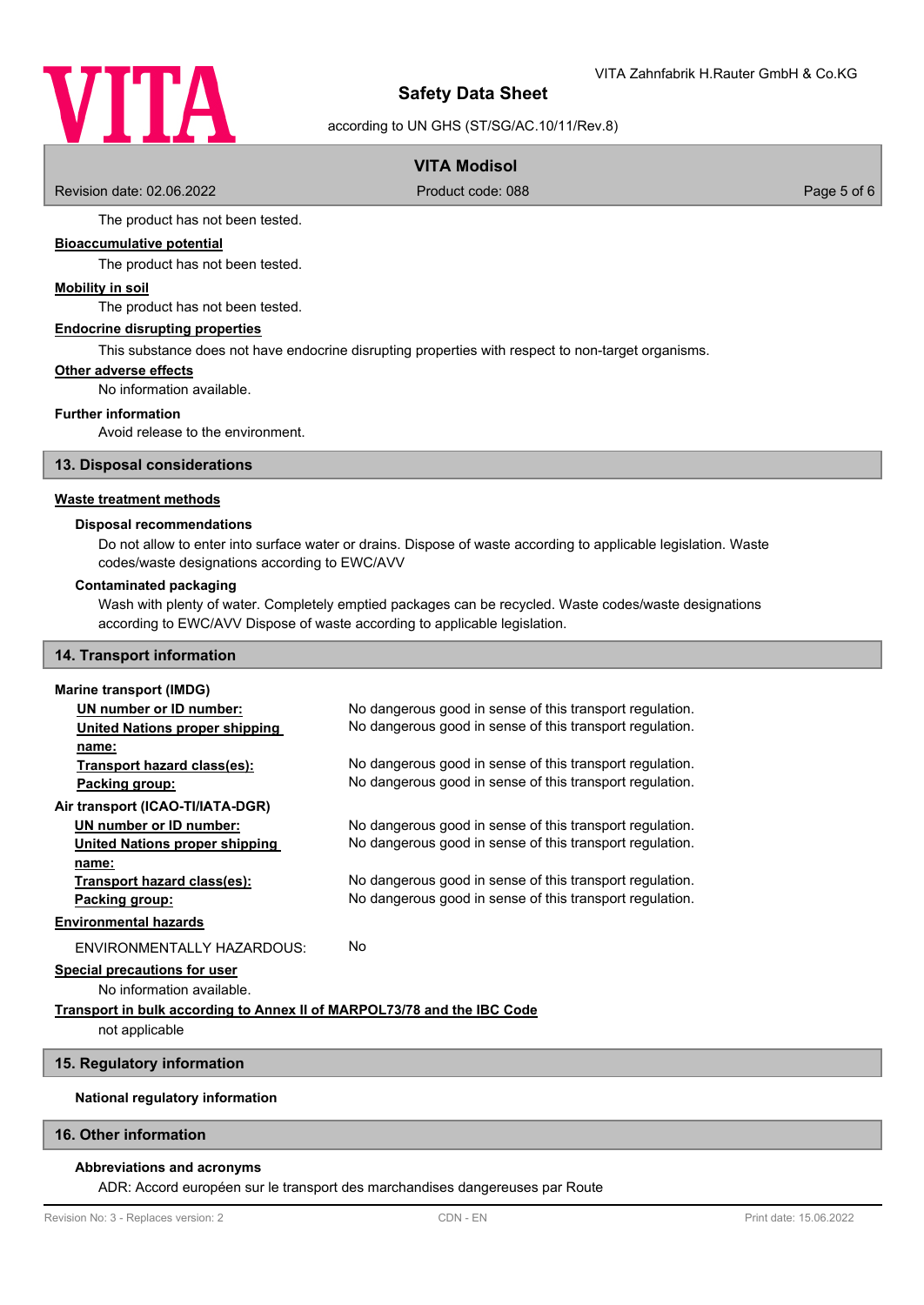The product has not been tested.

**Bioaccumulative potential**

The product has not been tested.

**Mobility in soil**

The product has not been tested.

**Endocrine disrupting properties**

This substance does not have endocrine disrupting properties with respect to non-target organisms.

**Other adverse effects**

No information available.

**Further information**

Avoid release to the environment.

## 13. Disposal considerations

**Waste treatment methods**

**Disposal recommendations**

Do not allow to enter into surface water or drains. Dispose of waste according to applicable legislation. Waste codes/waste designations according to EWC/AVV

**Contaminated packaging**

Wash with plenty of water. Completely emptied packages can be recycled. Waste codes/waste designations according to EWC/AVV Dispose of waste according to applicable legislation.

## 14. Transport information

**Marine transport (IMDG)**

| | |
|---|---|
| UN number or ID number: | No dangerous good in sense of this transport regulation. |
| United Nations proper shipping name: | No dangerous good in sense of this transport regulation. |
| Transport hazard class(es): | No dangerous good in sense of this transport regulation. |
| Packing group: | No dangerous good in sense of this transport regulation. |

**Air transport (ICAO-TI/IATA-DGR)**

| | |
|---|---|
| UN number or ID number: | No dangerous good in sense of this transport regulation. |
| United Nations proper shipping name: | No dangerous good in sense of this transport regulation. |
| Transport hazard class(es): | No dangerous good in sense of this transport regulation. |
| Packing group: | No dangerous good in sense of this transport regulation. |

**Environmental hazards**

ENVIRONMENTALLY HAZARDOUS: No

**Special precautions for user**

No information available.

**Transport in bulk according to Annex II of MARPOL73/78 and the IBC Code**

not applicable

## 15. Regulatory information

**National regulatory information**

## 16. Other information

**Abbreviations and acronyms**

ADR: Accord européen sur le transport des marchandises dangereuses par Route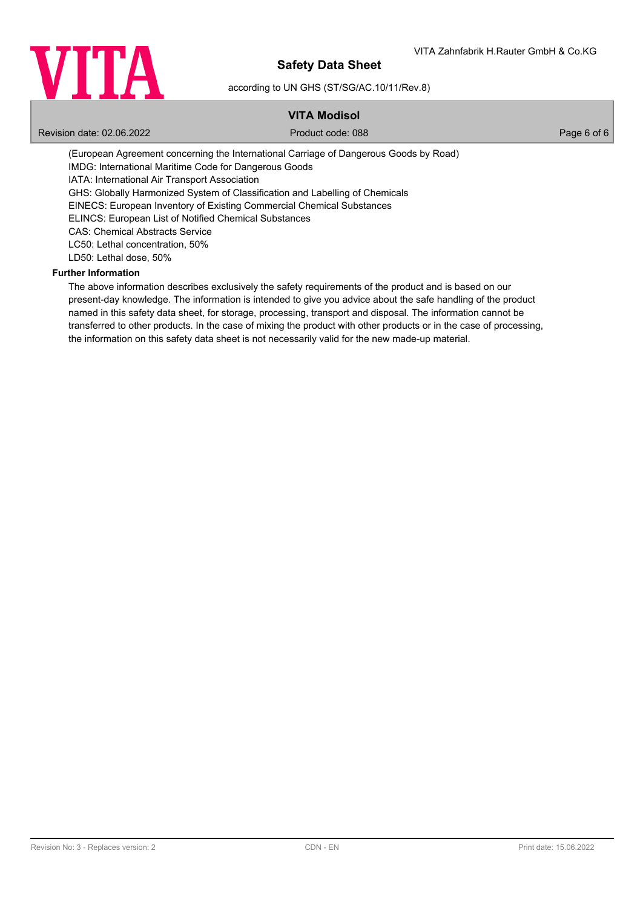(European Agreement concerning the International Carriage of Dangerous Goods by Road)
IMDG: International Maritime Code for Dangerous Goods
IATA: International Air Transport Association
GHS: Globally Harmonized System of Classification and Labelling of Chemicals
EINECS: European Inventory of Existing Commercial Chemical Substances
ELINCS: European List of Notified Chemical Substances
CAS: Chemical Abstracts Service
LC50: Lethal concentration, 50%
LD50: Lethal dose, 50%

**Further Information**

The above information describes exclusively the safety requirements of the product and is based on our present-day knowledge. The information is intended to give you advice about the safe handling of the product named in this safety data sheet, for storage, processing, transport and disposal. The information cannot be transferred to other products. In the case of mixing the product with other products or in the case of processing, the information on this safety data sheet is not necessarily valid for the new made-up material.